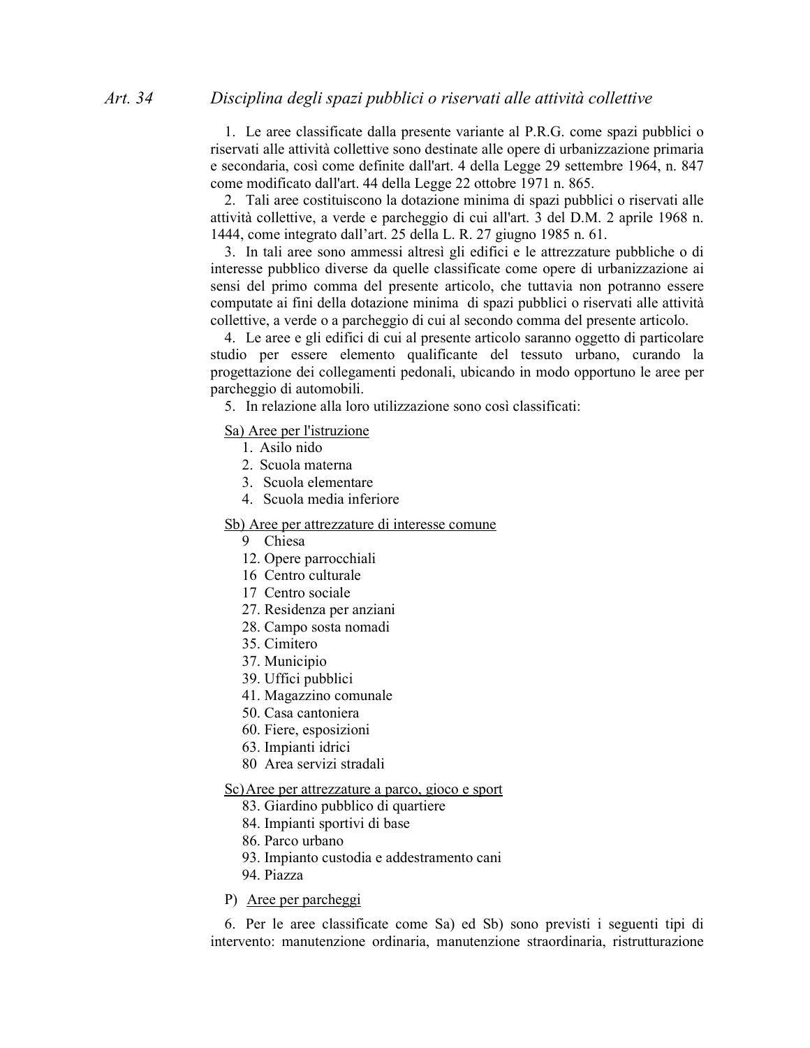## *Art. 34 Disciplina degli spazi pubblici o riservati alle attività collettive*

1. Le aree classificate dalla presente variante al P.R.G. come spazi pubblici o riservati alle attività collettive sono destinate alle opere di urbanizzazione primaria e secondaria, così come definite dall'art. 4 della Legge 29 settembre 1964, n. 847 come modificato dall'art. 44 della Legge 22 ottobre 1971 n. 865.

2. Tali aree costituiscono la dotazione minima di spazi pubblici o riservati alle attività collettive, a verde e parcheggio di cui all'art. 3 del D.M. 2 aprile 1968 n. 1444, come integrato dall'art. 25 della L. R. 27 giugno 1985 n. 61.

3. In tali aree sono ammessi altresì gli edifici e le attrezzature pubbliche o di interesse pubblico diverse da quelle classificate come opere di urbanizzazione ai sensi del primo comma del presente articolo, che tuttavia non potranno essere computate ai fini della dotazione minima di spazi pubblici o riservati alle attività collettive, a verde o a parcheggio di cui al secondo comma del presente articolo.

4. Le aree e gli edifici di cui al presente articolo saranno oggetto di particolare studio per essere elemento qualificante del tessuto urbano, curando la progettazione dei collegamenti pedonali, ubicando in modo opportuno le aree per parcheggio di automobili.

5. In relazione alla loro utilizzazione sono così classificati:

<u>Sa) Aree per l'istruzione</u>

1. Asilo nido
2. Scuola materna
3. Scuola elementare
4. Scuola media inferiore

<u>Sb) Aree per attrezzature di interesse comune</u>

- 9 Chiesa
- 12. Opere parrocchiali
- 16 Centro culturale
- 17 Centro sociale
- 27. Residenza per anziani
- 28. Campo sosta nomadi
- 35. Cimitero
- 37. Municipio
- 39. Uffici pubblici
- 41. Magazzino comunale
- 50. Casa cantoniera
- 60. Fiere, esposizioni
- 63. Impianti idrici
- 80 Area servizi stradali

<u>Sc) Aree per attrezzature a parco, gioco e sport</u>

- 83. Giardino pubblico di quartiere
- 84. Impianti sportivi di base
- 86. Parco urbano
- 93. Impianto custodia e addestramento cani
- 94. Piazza

P) <u>Aree per parcheggi</u>

6. Per le aree classificate come Sa) ed Sb) sono previsti i seguenti tipi di intervento: manutenzione ordinaria, manutenzione straordinaria, ristrutturazione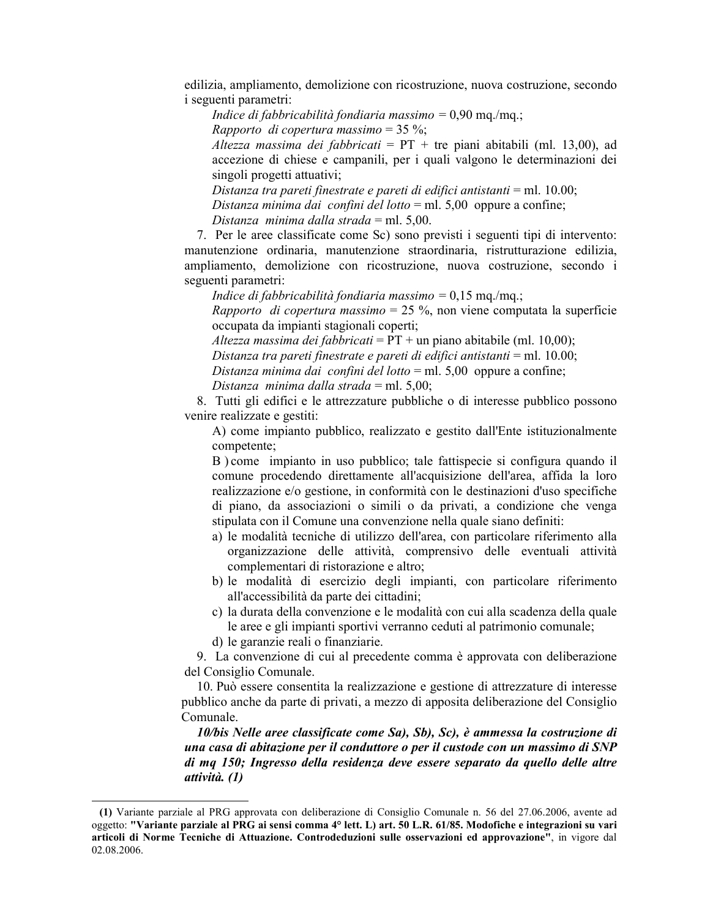edilizia, ampliamento, demolizione con ricostruzione, nuova costruzione, secondo i seguenti parametri:

*Indice di fabbricabilità fondiaria massimo* = 0,90 mq./mq.;
*Rapporto di copertura massimo* = 35 %;
*Altezza massima dei fabbricati* = PT + tre piani abitabili (ml. 13,00), ad accezione di chiese e campanili, per i quali valgono le determinazioni dei singoli progetti attuativi;
*Distanza tra pareti finestrate e pareti di edifici antistanti* = ml. 10.00;
*Distanza minima dai confini del lotto* = ml. 5,00 oppure a confine;
*Distanza minima dalla strada* = ml. 5,00.

7. Per le aree classificate come Sc) sono previsti i seguenti tipi di intervento: manutenzione ordinaria, manutenzione straordinaria, ristrutturazione edilizia, ampliamento, demolizione con ricostruzione, nuova costruzione, secondo i seguenti parametri:

*Indice di fabbricabilità fondiaria massimo* = 0,15 mq./mq.;
*Rapporto di copertura massimo* = 25 %, non viene computata la superficie occupata da impianti stagionali coperti;
*Altezza massima dei fabbricati* = PT + un piano abitabile (ml. 10,00);
*Distanza tra pareti finestrate e pareti di edifici antistanti* = ml. 10.00;
*Distanza minima dai confini del lotto* = ml. 5,00 oppure a confine;
*Distanza minima dalla strada* = ml. 5,00;

8. Tutti gli edifici e le attrezzature pubbliche o di interesse pubblico possono venire realizzate e gestiti:

A) come impianto pubblico, realizzato e gestito dall'Ente istituzionalmente competente;

B ) come impianto in uso pubblico; tale fattispecie si configura quando il comune procedendo direttamente all'acquisizione dell'area, affida la loro realizzazione e/o gestione, in conformità con le destinazioni d'uso specifiche di piano, da associazioni o simili o da privati, a condizione che venga stipulata con il Comune una convenzione nella quale siano definiti:

a) le modalità tecniche di utilizzo dell'area, con particolare riferimento alla organizzazione delle attività, comprensivo delle eventuali attività complementari di ristorazione e altro;
b) le modalità di esercizio degli impianti, con particolare riferimento all'accessibilità da parte dei cittadini;
c) la durata della convenzione e le modalità con cui alla scadenza della quale le aree e gli impianti sportivi verranno ceduti al patrimonio comunale;
d) le garanzie reali o finanziarie.

9. La convenzione di cui al precedente comma è approvata con deliberazione del Consiglio Comunale.

10. Può essere consentita la realizzazione e gestione di attrezzature di interesse pubblico anche da parte di privati, a mezzo di apposita deliberazione del Consiglio Comunale.

***10/bis Nelle aree classificate come Sa), Sb), Sc), è ammessa la costruzione di una casa di abitazione per il conduttore o per il custode con un massimo di SNP di mq 150; Ingresso della residenza deve essere separato da quello delle altre attività. (1)***

---

**(1)** Variante parziale al PRG approvata con deliberazione di Consiglio Comunale n. 56 del 27.06.2006, avente ad oggetto: **"Variante parziale al PRG ai sensi comma 4° lett. L) art. 50 L.R. 61/85. Modofiche e integrazioni su vari articoli di Norme Tecniche di Attuazione. Controdeduzioni sulle osservazioni ed approvazione"**, in vigore dal 02.08.2006.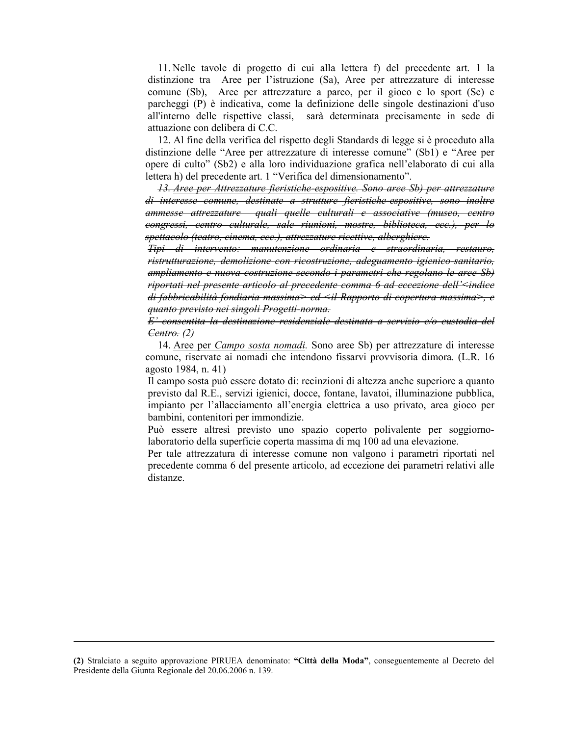11. Nelle tavole di progetto di cui alla lettera f) del precedente art. 1 la distinzione tra Aree per l'istruzione (Sa), Aree per attrezzature di interesse comune (Sb), Aree per attrezzature a parco, per il gioco e lo sport (Sc) e parcheggi (P) è indicativa, come la definizione delle singole destinazioni d'uso all'interno delle rispettive classi, sarà determinata precisamente in sede di attuazione con delibera di C.C.

12. Al fine della verifica del rispetto degli Standards di legge si è proceduto alla distinzione delle "Aree per attrezzature di interesse comune" (Sb1) e "Aree per opere di culto" (Sb2) e alla loro individuazione grafica nell'elaborato di cui alla lettera h) del precedente art. 1 "Verifica del dimensionamento".

~~13. Aree per Attrezzature fieristiche-espositive. Sono aree Sb) per attrezzature di interesse comune, destinate a strutture fieristiche-espositive, sono inoltre ammesse attrezzature quali quelle culturali e associative (museo, centro congressi, centro culturale, sale riunioni, mostre, biblioteca, ecc.), per lo spettacolo (teatro, cinema, ecc.), attrezzature ricettive, alberghiere.~~

~~*Tipi di intervento: manutenzione ordinaria e straordinaria, restauro, ristrutturazione, demolizione con ricostruzione, adeguamento igienico-sanitario, ampliamento e nuova costruzione secondo i parametri che regolano le aree Sb) riportati nel presente articolo al precedente comma 6 ad eccezione dell'<indice di fabbricabilità fondiaria massima> ed <il Rapporto di copertura massima>, e quanto previsto nei singoli Progetti-norma.*~~

~~*E' consentita la destinazione residenziale destinata a servizio e/o custodia del Centro.*~~ *(2)*

14. Aree per *Campo sosta nomadi.* Sono aree Sb) per attrezzature di interesse comune, riservate ai nomadi che intendono fissarvi provvisoria dimora. (L.R. 16 agosto 1984, n. 41)

Il campo sosta può essere dotato di: recinzioni di altezza anche superiore a quanto previsto dal R.E., servizi igienici, docce, fontane, lavatoi, illuminazione pubblica, impianto per l'allacciamento all'energia elettrica a uso privato, area gioco per bambini, contenitori per immondizie.

Può essere altresì previsto uno spazio coperto polivalente per soggiorno-laboratorio della superficie coperta massima di mq 100 ad una elevazione.

Per tale attrezzatura di interesse comune non valgono i parametri riportati nel precedente comma 6 del presente articolo, ad eccezione dei parametri relativi alle distanze.

---

**(2)** Stralciato a seguito approvazione PIRUEA denominato: **"Città della Moda"**, conseguentemente al Decreto del Presidente della Giunta Regionale del 20.06.2006 n. 139.